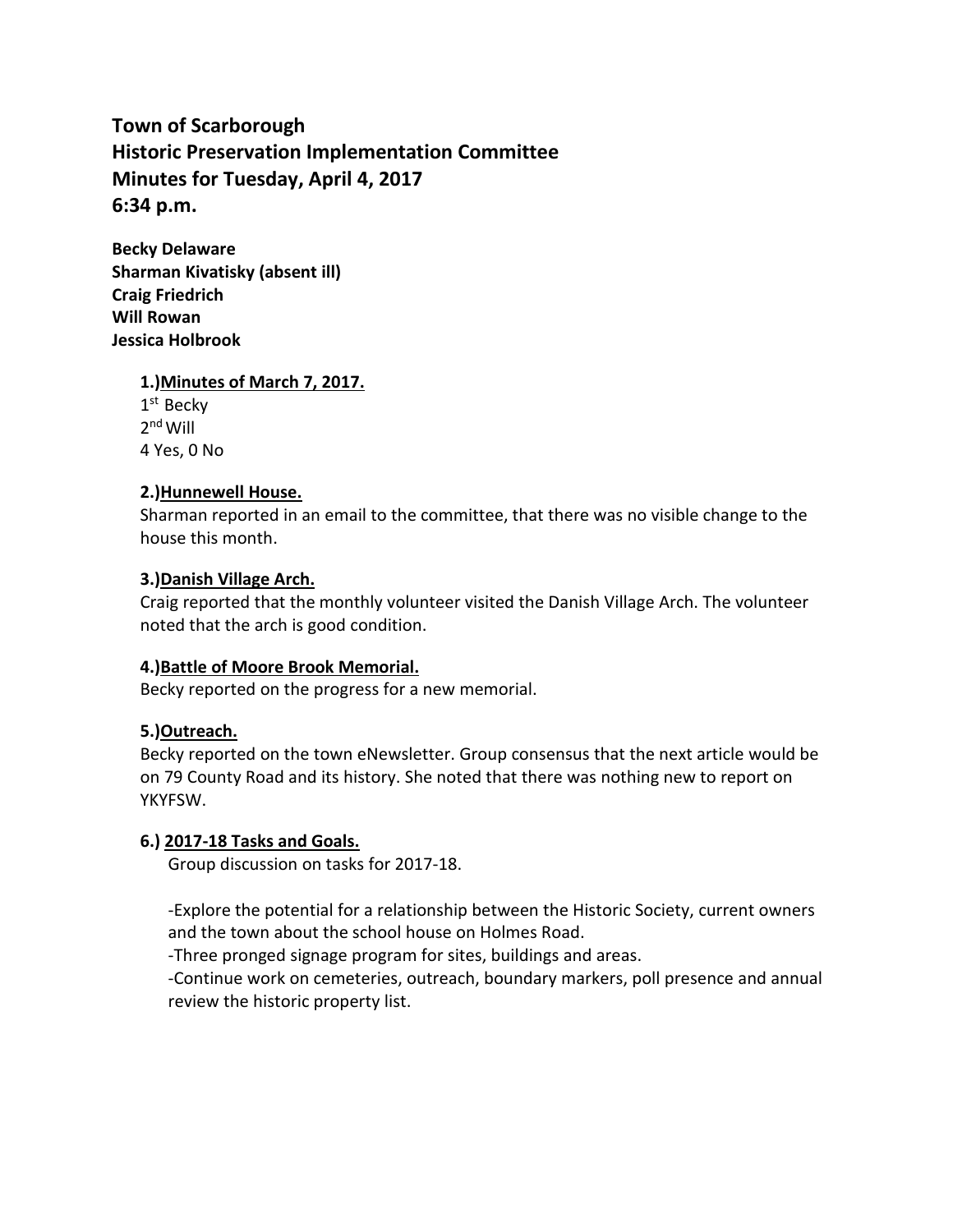# Town of Scarborough
# Historic Preservation Implementation Committee
# Minutes for Tuesday, April 4, 2017
# 6:34 p.m.

**Becky Delaware**
**Sharman Kivatisky (absent ill)**
**Craig Friedrich**
**Will Rowan**
**Jessica Holbrook**

### 1.)Minutes of March 7, 2017.

1st Becky
2nd Will
4 Yes, 0 No

### 2.)Hunnewell House.

Sharman reported in an email to the committee, that there was no visible change to the house this month.

### 3.)Danish Village Arch.

Craig reported that the monthly volunteer visited the Danish Village Arch. The volunteer noted that the arch is good condition.

### 4.)Battle of Moore Brook Memorial.

Becky reported on the progress for a new memorial.

### 5.)Outreach.

Becky reported on the town eNewsletter. Group consensus that the next article would be on 79 County Road and its history. She noted that there was nothing new to report on YKYFSW.

### 6.) 2017-18 Tasks and Goals.

Group discussion on tasks for 2017-18.

-Explore the potential for a relationship between the Historic Society, current owners and the town about the school house on Holmes Road.
-Three pronged signage program for sites, buildings and areas.
-Continue work on cemeteries, outreach, boundary markers, poll presence and annual review the historic property list.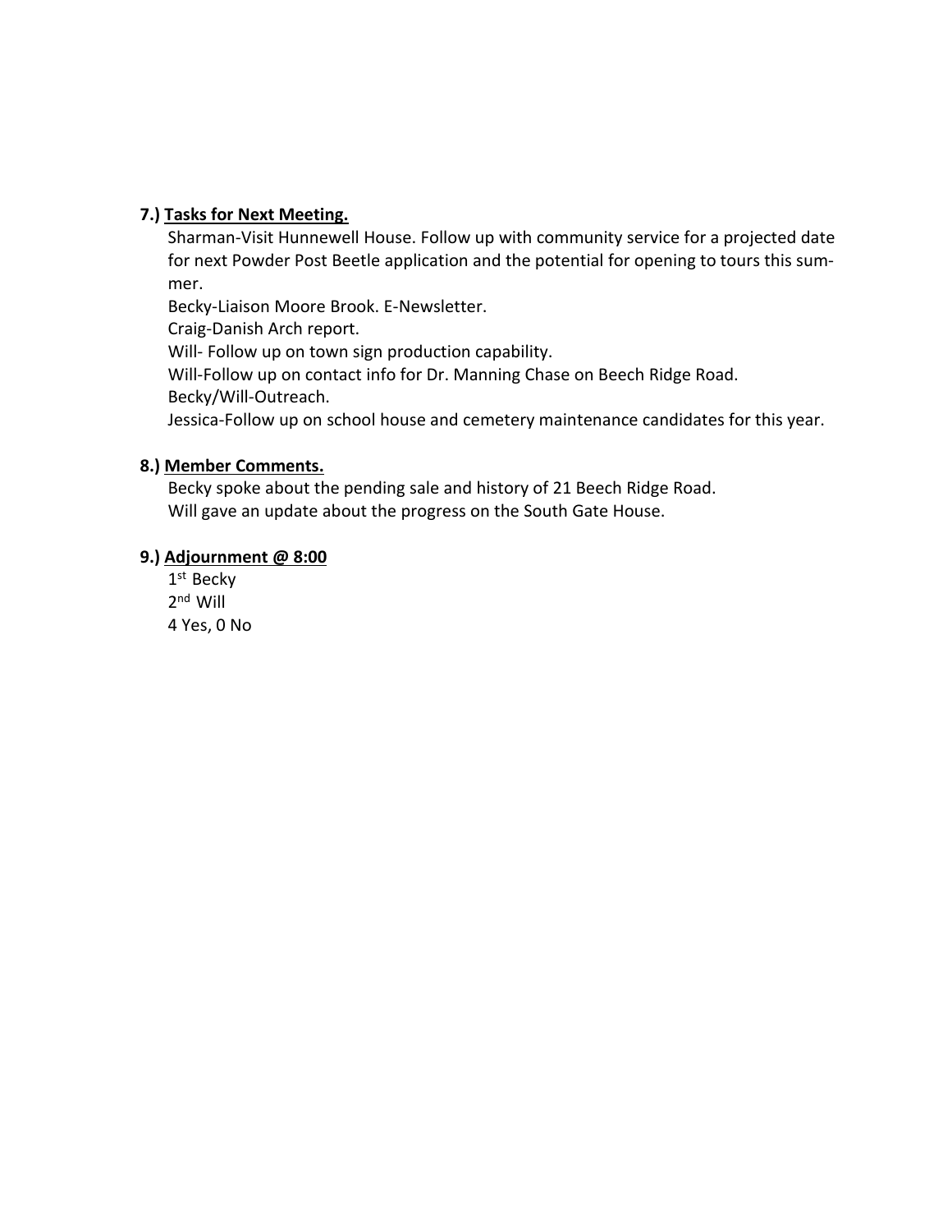**7.) <u>Tasks for Next Meeting.</u>**

Sharman-Visit Hunnewell House. Follow up with community service for a projected date for next Powder Post Beetle application and the potential for opening to tours this summer.

Becky-Liaison Moore Brook. E-Newsletter.

Craig-Danish Arch report.

Will- Follow up on town sign production capability.

Will-Follow up on contact info for Dr. Manning Chase on Beech Ridge Road.

Becky/Will-Outreach.

Jessica-Follow up on school house and cemetery maintenance candidates for this year.

**8.) <u>Member Comments.</u>**

Becky spoke about the pending sale and history of 21 Beech Ridge Road.

Will gave an update about the progress on the South Gate House.

**9.) <u>Adjournment @ 8:00</u>**

1st Becky

2nd Will

4 Yes, 0 No